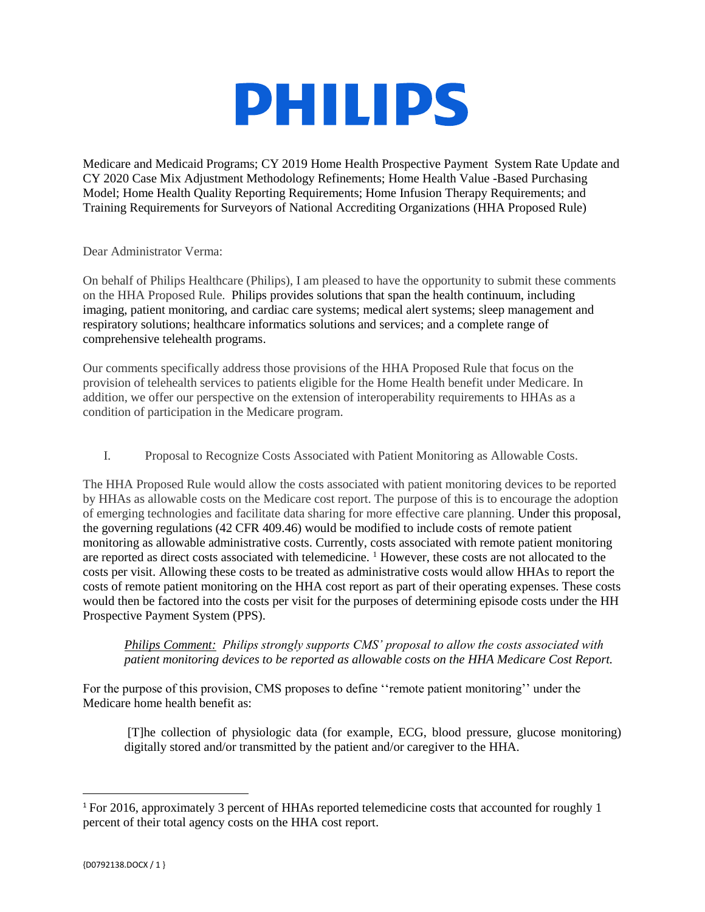# PHILIPS

Medicare and Medicaid Programs; CY 2019 Home Health Prospective Payment System Rate Update and CY 2020 Case Mix Adjustment Methodology Refinements; Home Health Value -Based Purchasing Model; Home Health Quality Reporting Requirements; Home Infusion Therapy Requirements; and Training Requirements for Surveyors of National Accrediting Organizations (HHA Proposed Rule)

Dear Administrator Verma:

On behalf of Philips Healthcare (Philips), I am pleased to have the opportunity to submit these comments on the HHA Proposed Rule. Philips provides solutions that span the health continuum, including imaging, patient monitoring, and cardiac care systems; medical alert systems; sleep management and respiratory solutions; healthcare informatics solutions and services; and a complete range of comprehensive telehealth programs.

Our comments specifically address those provisions of the HHA Proposed Rule that focus on the provision of telehealth services to patients eligible for the Home Health benefit under Medicare. In addition, we offer our perspective on the extension of interoperability requirements to HHAs as a condition of participation in the Medicare program.

## I. Proposal to Recognize Costs Associated with Patient Monitoring as Allowable Costs.

The HHA Proposed Rule would allow the costs associated with patient monitoring devices to be reported by HHAs as allowable costs on the Medicare cost report. The purpose of this is to encourage the adoption of emerging technologies and facilitate data sharing for more effective care planning. Under this proposal, the governing regulations (42 CFR 409.46) would be modified to include costs of remote patient monitoring as allowable administrative costs. Currently, costs associated with remote patient monitoring are reported as direct costs associated with telemedicine. [1] However, these costs are not allocated to the costs per visit. Allowing these costs to be treated as administrative costs would allow HHAs to report the costs of remote patient monitoring on the HHA cost report as part of their operating expenses. These costs would then be factored into the costs per visit for the purposes of determining episode costs under the HH Prospective Payment System (PPS).

> *Philips Comment: Philips strongly supports CMS' proposal to allow the costs associated with patient monitoring devices to be reported as allowable costs on the HHA Medicare Cost Report.*

For the purpose of this provision, CMS proposes to define ''remote patient monitoring'' under the Medicare home health benefit as:

> [T]he collection of physiologic data (for example, ECG, blood pressure, glucose monitoring) digitally stored and/or transmitted by the patient and/or caregiver to the HHA.

---

[1] For 2016, approximately 3 percent of HHAs reported telemedicine costs that accounted for roughly 1 percent of their total agency costs on the HHA cost report.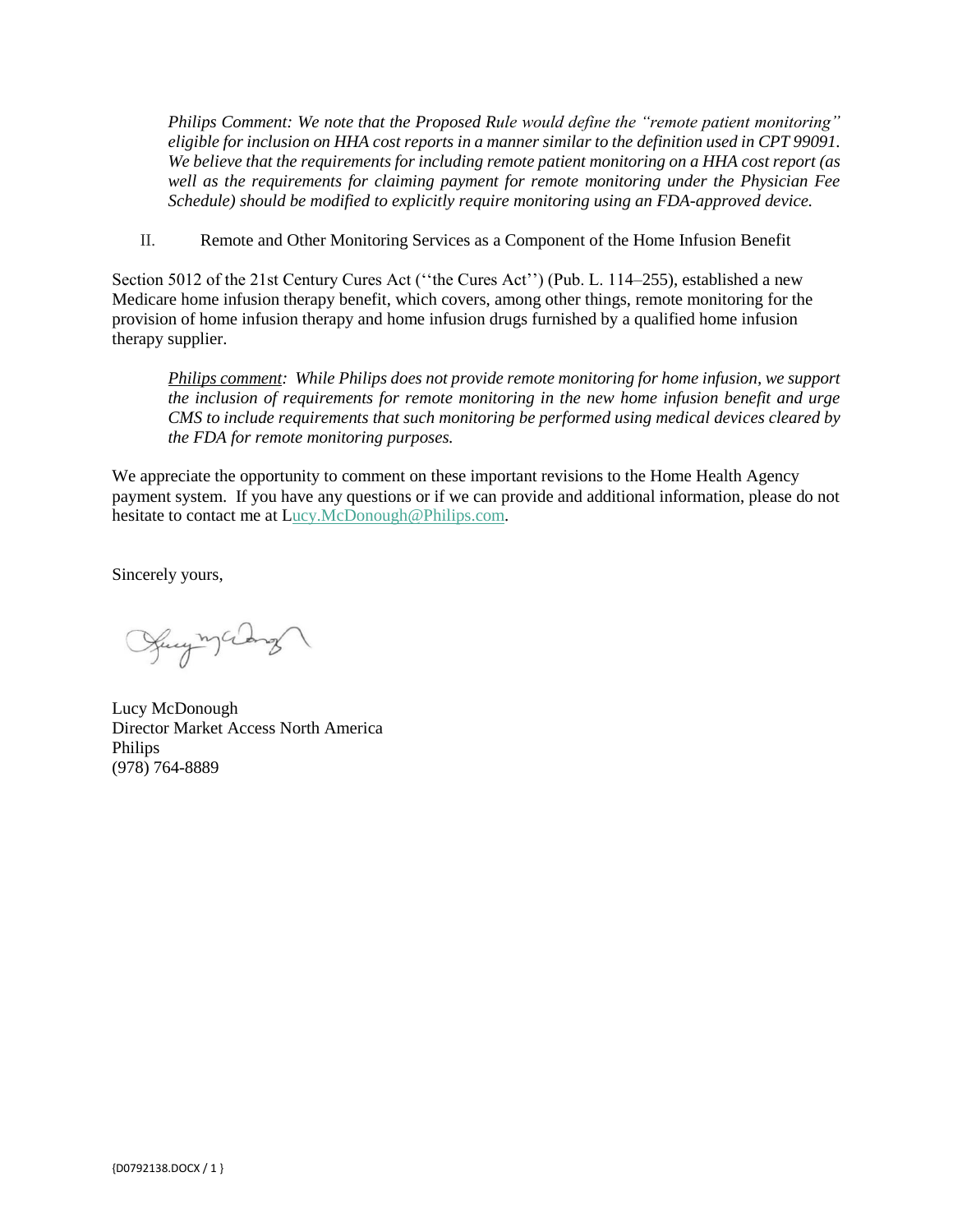*Philips Comment: We note that the Proposed Rule would define the "remote patient monitoring" eligible for inclusion on HHA cost reports in a manner similar to the definition used in CPT 99091. We believe that the requirements for including remote patient monitoring on a HHA cost report (as well as the requirements for claiming payment for remote monitoring under the Physician Fee Schedule) should be modified to explicitly require monitoring using an FDA-approved device.*

II. Remote and Other Monitoring Services as a Component of the Home Infusion Benefit

Section 5012 of the 21st Century Cures Act (''the Cures Act'') (Pub. L. 114–255), established a new Medicare home infusion therapy benefit, which covers, among other things, remote monitoring for the provision of home infusion therapy and home infusion drugs furnished by a qualified home infusion therapy supplier.

*Philips comment: While Philips does not provide remote monitoring for home infusion, we support the inclusion of requirements for remote monitoring in the new home infusion benefit and urge CMS to include requirements that such monitoring be performed using medical devices cleared by the FDA for remote monitoring purposes.*

We appreciate the opportunity to comment on these important revisions to the Home Health Agency payment system. If you have any questions or if we can provide and additional information, please do not hesitate to contact me at Lucy.McDonough@Philips.com.

Sincerely yours,

Lucy McDonough
Director Market Access North America
Philips
(978) 764-8889

{D0792138.DOCX / 1 }